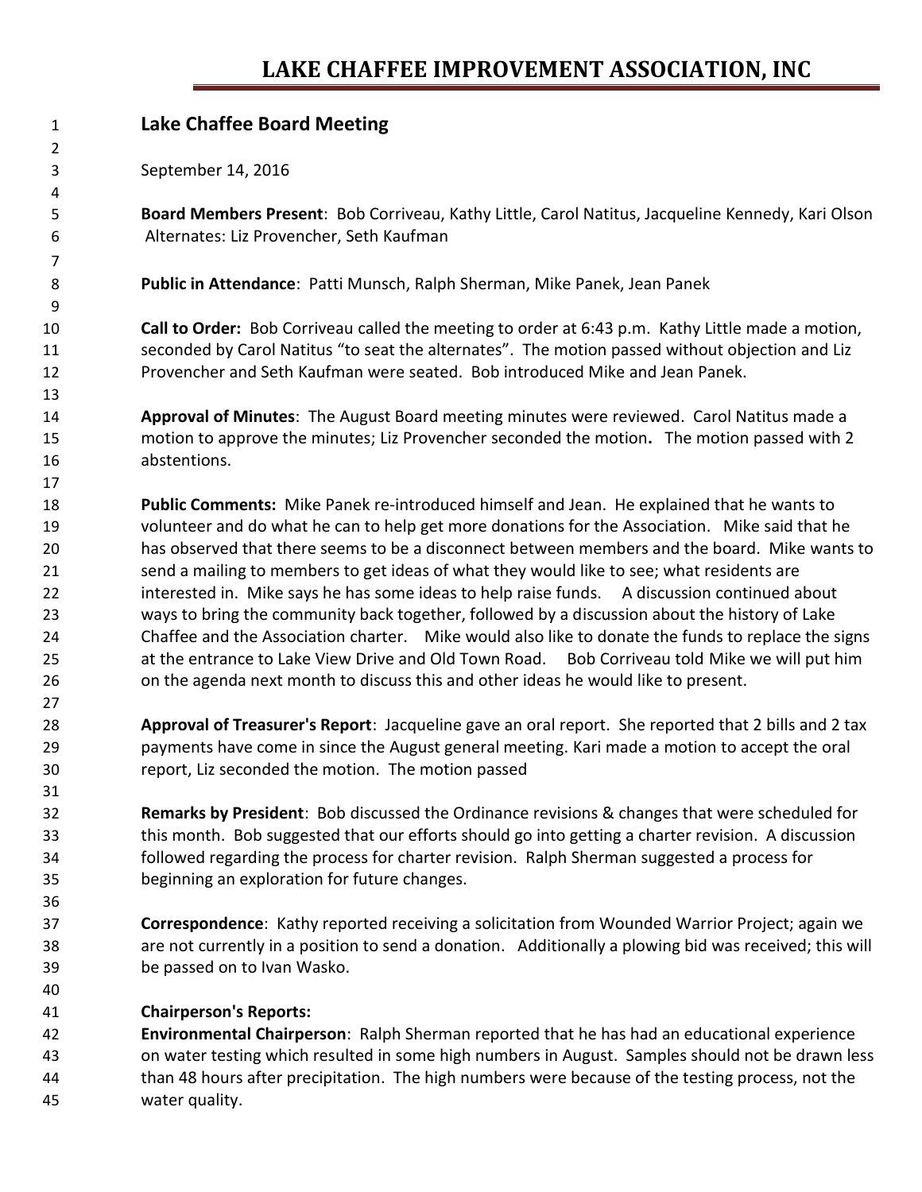# LAKE CHAFFEE IMPROVEMENT ASSOCIATION, INC

## Lake Chaffee Board Meeting

September 14, 2016

**Board Members Present**: Bob Corriveau, Kathy Little, Carol Natitus, Jacqueline Kennedy, Kari Olson
Alternates: Liz Provencher, Seth Kaufman

**Public in Attendance**: Patti Munsch, Ralph Sherman, Mike Panek, Jean Panek

**Call to Order:** Bob Corriveau called the meeting to order at 6:43 p.m. Kathy Little made a motion, seconded by Carol Natitus "to seat the alternates". The motion passed without objection and Liz Provencher and Seth Kaufman were seated. Bob introduced Mike and Jean Panek.

**Approval of Minutes**: The August Board meeting minutes were reviewed. Carol Natitus made a motion to approve the minutes; Liz Provencher seconded the motion**.** The motion passed with 2 abstentions.

**Public Comments:** Mike Panek re-introduced himself and Jean. He explained that he wants to volunteer and do what he can to help get more donations for the Association. Mike said that he has observed that there seems to be a disconnect between members and the board. Mike wants to send a mailing to members to get ideas of what they would like to see; what residents are interested in. Mike says he has some ideas to help raise funds. A discussion continued about ways to bring the community back together, followed by a discussion about the history of Lake Chaffee and the Association charter. Mike would also like to donate the funds to replace the signs at the entrance to Lake View Drive and Old Town Road. Bob Corriveau told Mike we will put him on the agenda next month to discuss this and other ideas he would like to present.

**Approval of Treasurer's Report**: Jacqueline gave an oral report. She reported that 2 bills and 2 tax payments have come in since the August general meeting. Kari made a motion to accept the oral report, Liz seconded the motion. The motion passed

**Remarks by President**: Bob discussed the Ordinance revisions & changes that were scheduled for this month. Bob suggested that our efforts should go into getting a charter revision. A discussion followed regarding the process for charter revision. Ralph Sherman suggested a process for beginning an exploration for future changes.

**Correspondence**: Kathy reported receiving a solicitation from Wounded Warrior Project; again we are not currently in a position to send a donation. Additionally a plowing bid was received; this will be passed on to Ivan Wasko.

**Chairperson's Reports:**

**Environmental Chairperson**: Ralph Sherman reported that he has had an educational experience on water testing which resulted in some high numbers in August. Samples should not be drawn less than 48 hours after precipitation. The high numbers were because of the testing process, not the water quality.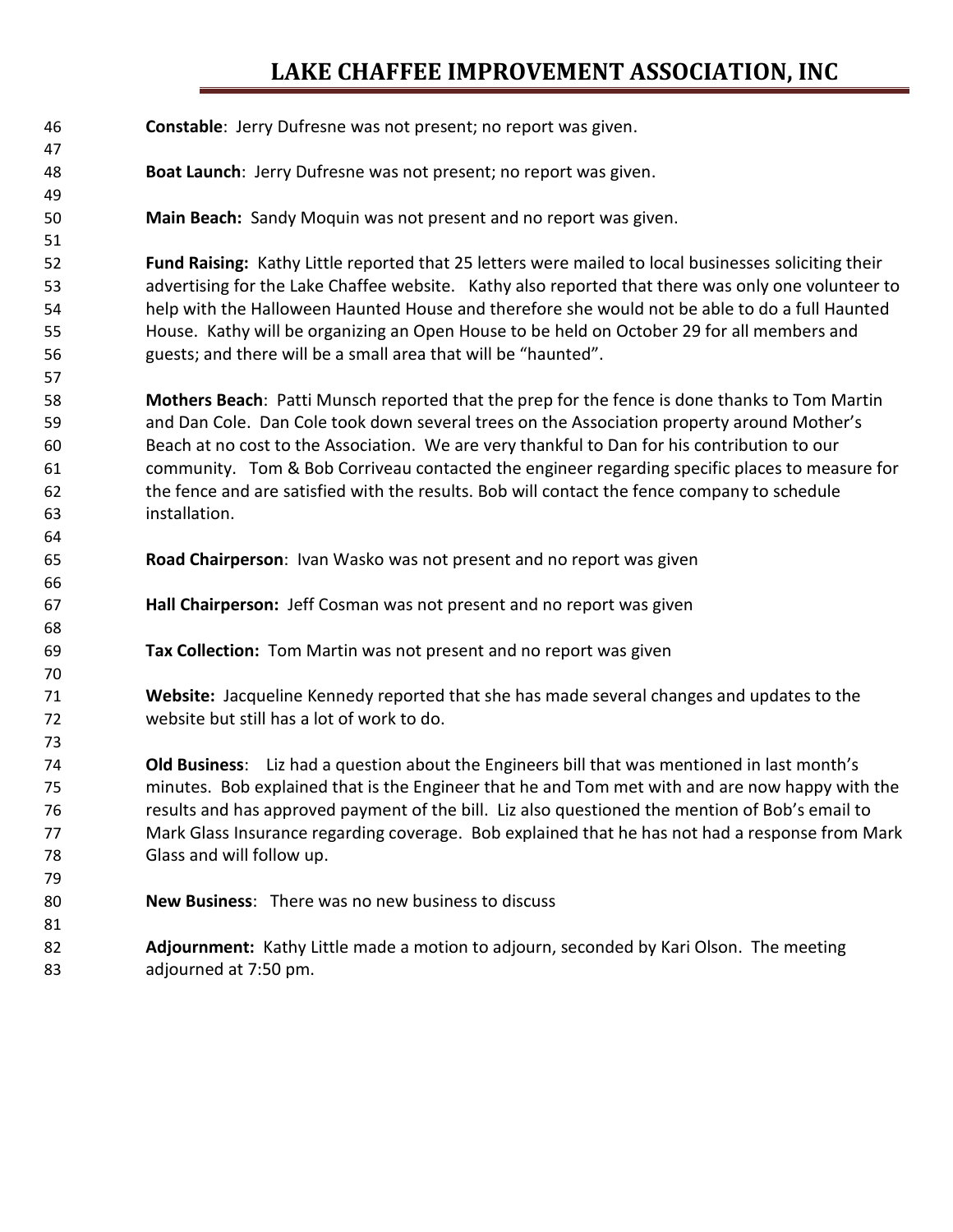**Constable**: Jerry Dufresne was not present; no report was given.

**Boat Launch**: Jerry Dufresne was not present; no report was given.

**Main Beach:** Sandy Moquin was not present and no report was given.

**Fund Raising:** Kathy Little reported that 25 letters were mailed to local businesses soliciting their advertising for the Lake Chaffee website. Kathy also reported that there was only one volunteer to help with the Halloween Haunted House and therefore she would not be able to do a full Haunted House. Kathy will be organizing an Open House to be held on October 29 for all members and guests; and there will be a small area that will be "haunted".

**Mothers Beach**: Patti Munsch reported that the prep for the fence is done thanks to Tom Martin and Dan Cole. Dan Cole took down several trees on the Association property around Mother's Beach at no cost to the Association. We are very thankful to Dan for his contribution to our community. Tom & Bob Corriveau contacted the engineer regarding specific places to measure for the fence and are satisfied with the results. Bob will contact the fence company to schedule installation.

**Road Chairperson**: Ivan Wasko was not present and no report was given

**Hall Chairperson:** Jeff Cosman was not present and no report was given

**Tax Collection:** Tom Martin was not present and no report was given

**Website:** Jacqueline Kennedy reported that she has made several changes and updates to the website but still has a lot of work to do.

**Old Business**: Liz had a question about the Engineers bill that was mentioned in last month's minutes. Bob explained that is the Engineer that he and Tom met with and are now happy with the results and has approved payment of the bill. Liz also questioned the mention of Bob's email to Mark Glass Insurance regarding coverage. Bob explained that he has not had a response from Mark Glass and will follow up.

**New Business**: There was no new business to discuss

**Adjournment:** Kathy Little made a motion to adjourn, seconded by Kari Olson. The meeting adjourned at 7:50 pm.